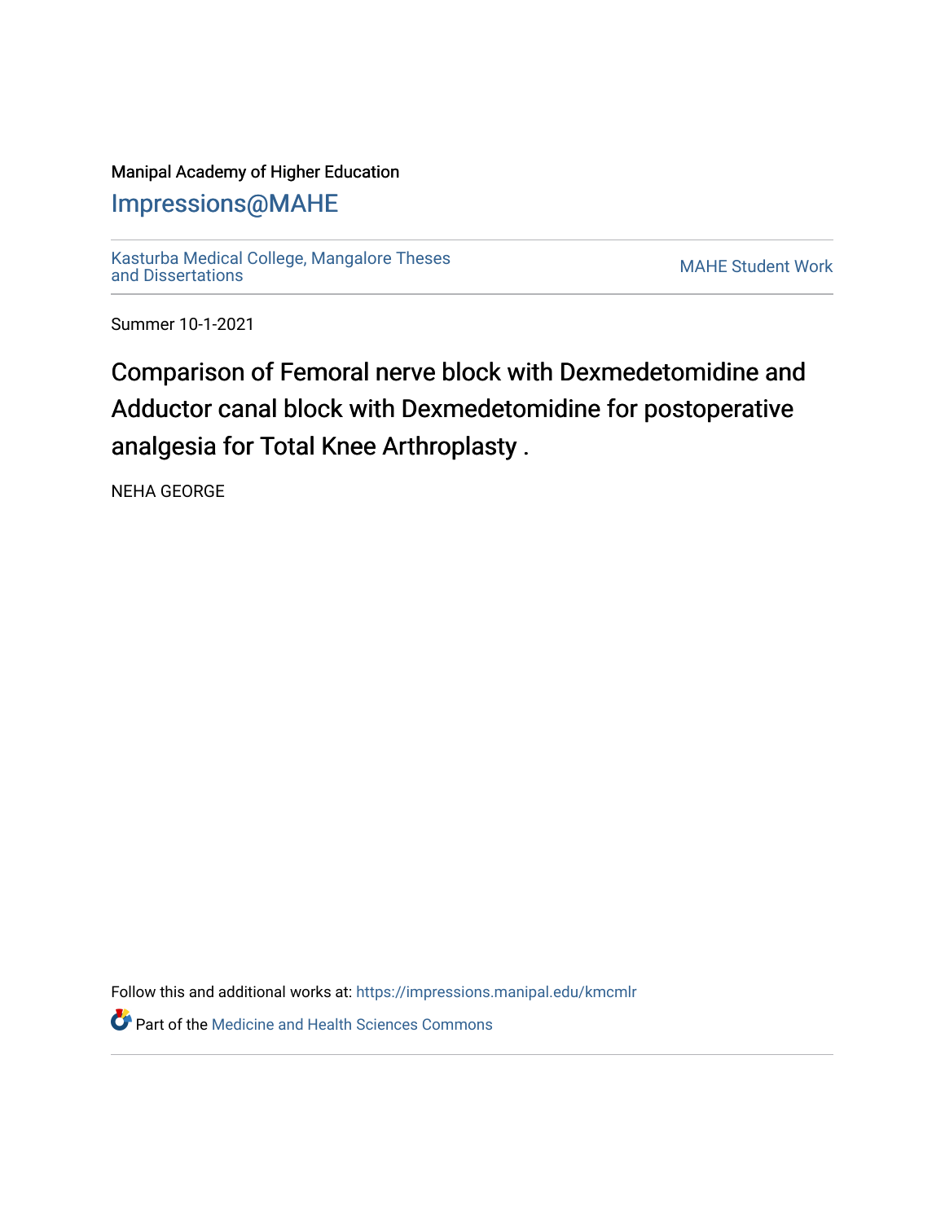Manipal Academy of Higher Education

## Impressions@MAHE

Kasturba Medical College, Mangalore Theses and Dissertations

MAHE Student Work

Summer 10-1-2021

# Comparison of Femoral nerve block with Dexmedetomidine and Adductor canal block with Dexmedetomidine for postoperative analgesia for Total Knee Arthroplasty .

NEHA GEORGE

Follow this and additional works at: https://impressions.manipal.edu/kmcmlr

Part of the Medicine and Health Sciences Commons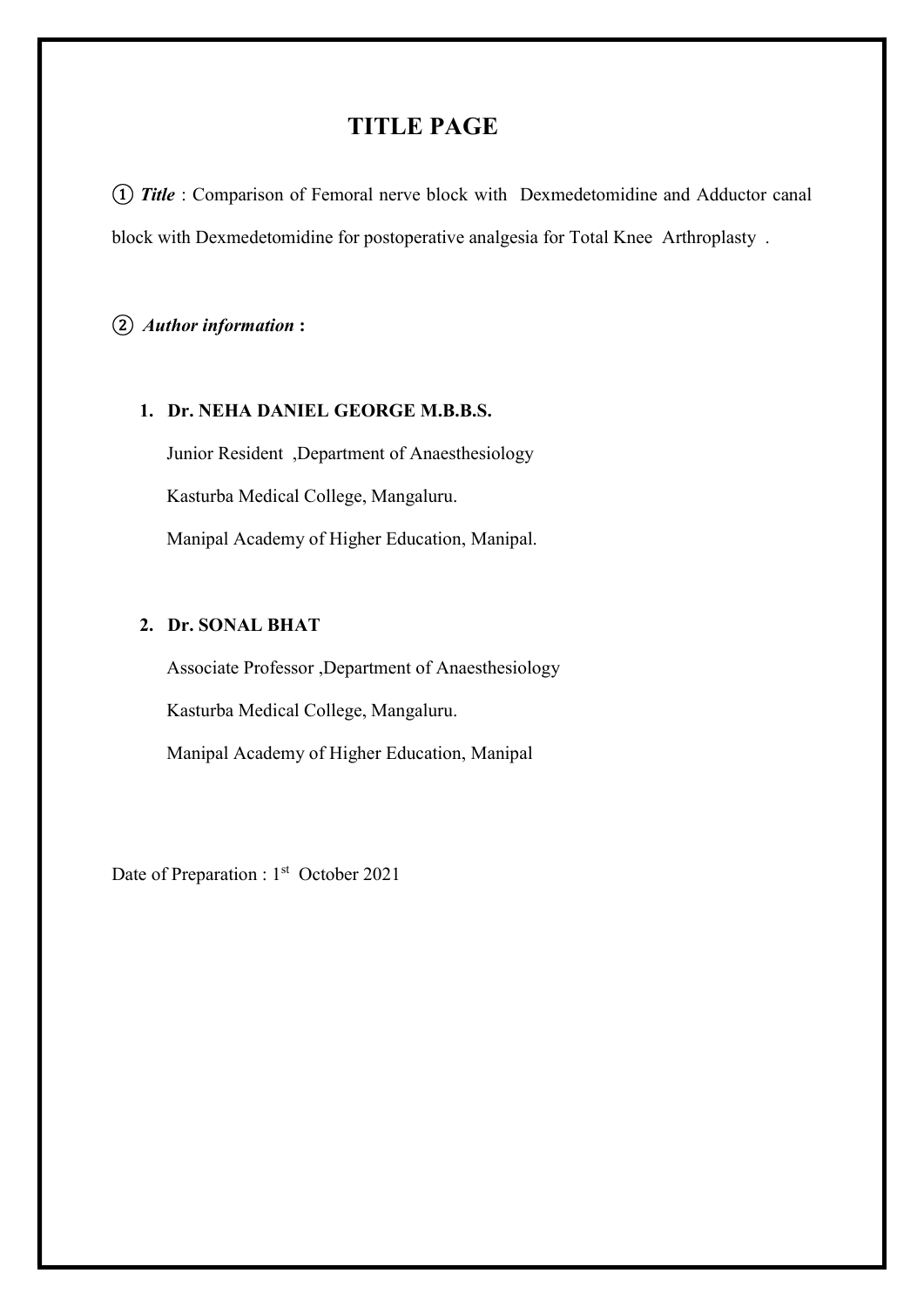# TITLE PAGE

① ***Title*** : Comparison of Femoral nerve block with Dexmedetomidine and Adductor canal block with Dexmedetomidine for postoperative analgesia for Total Knee Arthroplasty .

② ***Author information*** **:**

1. **Dr. NEHA DANIEL GEORGE M.B.B.S.**

   Junior Resident ,Department of Anaesthesiology

   Kasturba Medical College, Mangaluru.

   Manipal Academy of Higher Education, Manipal.

2. **Dr. SONAL BHAT**

   Associate Professor ,Department of Anaesthesiology

   Kasturba Medical College, Mangaluru.

   Manipal Academy of Higher Education, Manipal

Date of Preparation : 1st October 2021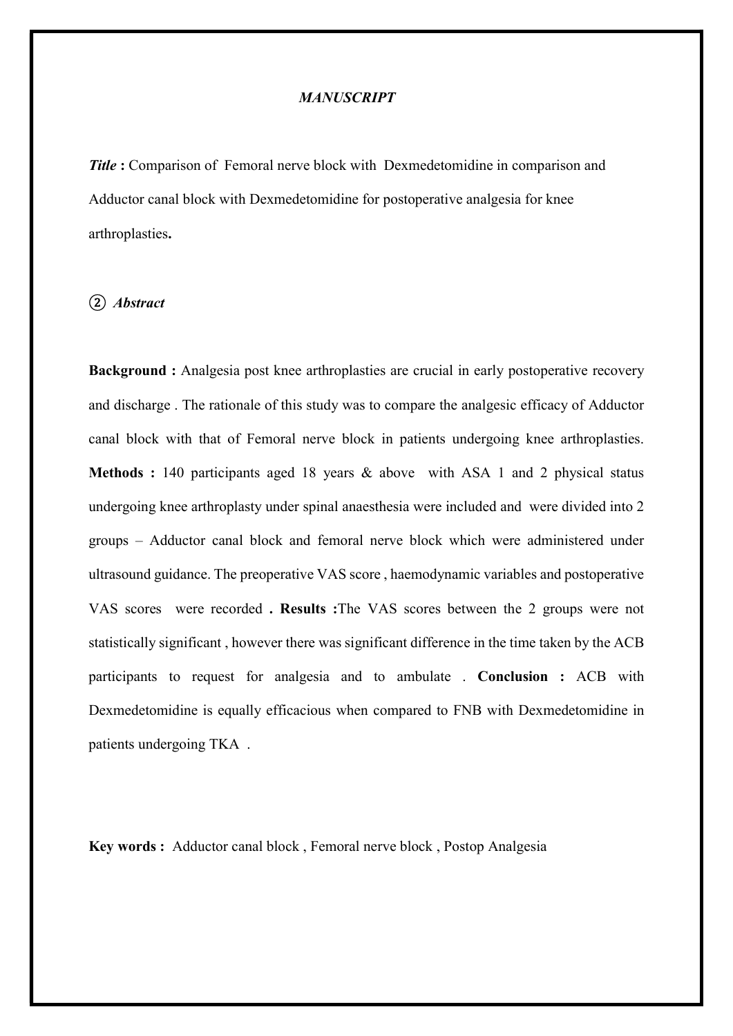***MANUSCRIPT***

***Title*** **:** Comparison of Femoral nerve block with Dexmedetomidine in comparison and Adductor canal block with Dexmedetomidine for postoperative analgesia for knee arthroplasties**.**

② ***Abstract***

**Background :** Analgesia post knee arthroplasties are crucial in early postoperative recovery and discharge . The rationale of this study was to compare the analgesic efficacy of Adductor canal block with that of Femoral nerve block in patients undergoing knee arthroplasties. **Methods :** 140 participants aged 18 years & above with ASA 1 and 2 physical status undergoing knee arthroplasty under spinal anaesthesia were included and were divided into 2 groups – Adductor canal block and femoral nerve block which were administered under ultrasound guidance. The preoperative VAS score , haemodynamic variables and postoperative VAS scores were recorded **. Results :**The VAS scores between the 2 groups were not statistically significant , however there was significant difference in the time taken by the ACB participants to request for analgesia and to ambulate . **Conclusion :** ACB with Dexmedetomidine is equally efficacious when compared to FNB with Dexmedetomidine in patients undergoing TKA .

**Key words :** Adductor canal block , Femoral nerve block , Postop Analgesia